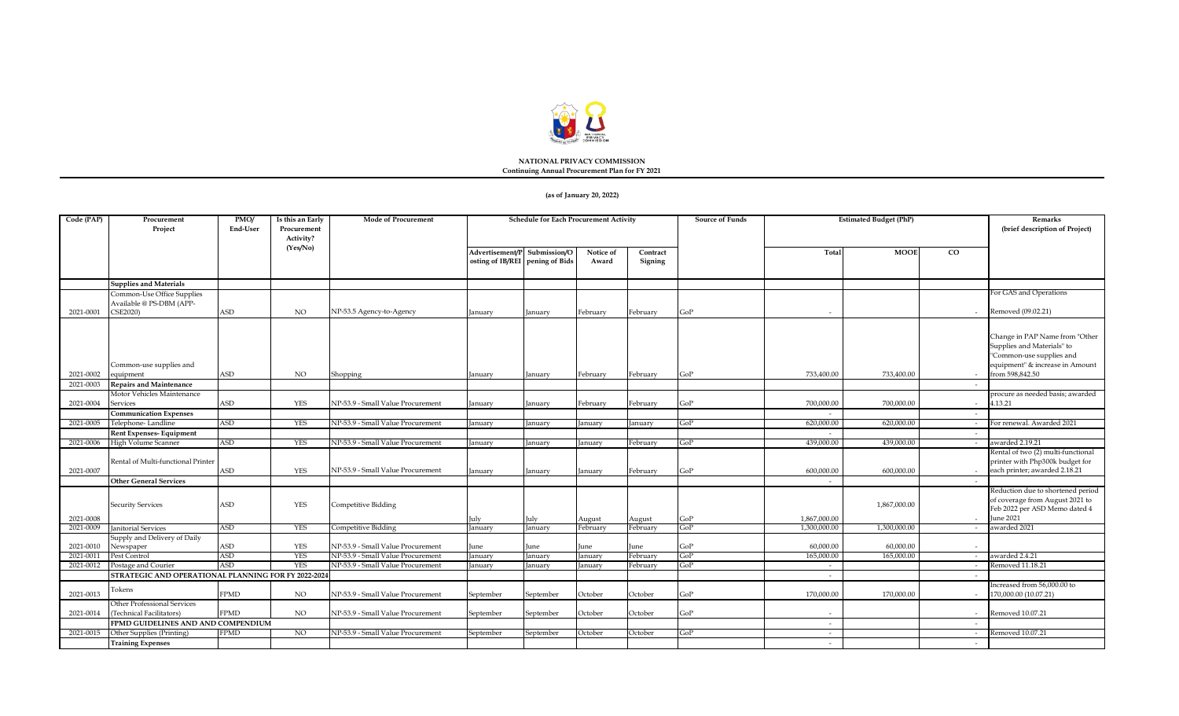**NATIONAL PRIVACY COMMISSION**
**Continuing Annual Procurement Plan for FY 2021**

**(as of January 20, 2022)**

| Code (PAP) | Procurement Project | PMO/ End-User | Is this an Early Procurement Activity? (Yes/No) | Mode of Procurement | Schedule for Each Procurement Activity | | | | Source of Funds | Estimated Budget (PhP) | | | Remarks (brief description of Project) |
|---|---|---|---|---|---|---|---|---|---|---|---|---|---|
| | | | | | Advertisement/Posting of IB/REI | Submission/Opening of Bids | Notice of Award | Contract Signing | | Total | MOOE | CO | |
| | **Supplies and Materials** | | | | | | | | | | | | |
| 2021-0001 | Common-Use Office Supplies Available @ PS-DBM (APP-CSE2020) | ASD | NO | NP-53.5 Agency-to-Agency | January | January | February | February | GoP | - | | - | For GAS and Operations Removed (09.02.21) |
| 2021-0002 | Common-use supplies and equipment | ASD | NO | Shopping | January | January | February | February | GoP | 733,400.00 | 733,400.00 | - | Change in PAP Name from "Other Supplies and Materials" to "Common-use supplies and equipment" & increase in Amount from 598,842.50 |
| 2021-0003 | **Repairs and Maintenance** | | | | | | | | | | | - | |
| 2021-0004 | Motor Vehicles Maintenance Services | ASD | YES | NP-53.9 - Small Value Procurement | January | January | February | February | GoP | 700,000.00 | 700,000.00 | - | procure as needed basis; awarded 4.13.21 |
| | **Communication Expenses** | | | | | | | | | - | | - | |
| 2021-0005 | Telephone- Landline | ASD | YES | NP-53.9 - Small Value Procurement | January | January | January | January | GoP | 620,000.00 | 620,000.00 | - | For renewal. Awarded 2021 |
| | **Rent Expenses- Equipment** | | | | | | | | | - | | - | |
| 2021-0006 | High Volume Scanner | ASD | YES | NP-53.9 - Small Value Procurement | January | January | January | February | GoP | 439,000.00 | 439,000.00 | - | awarded 2.19.21 |
| 2021-0007 | Rental of Multi-functional Printer | ASD | YES | NP-53.9 - Small Value Procurement | January | January | January | February | GoP | 600,000.00 | 600,000.00 | - | Rental of two (2) multi-functional printer with Php300k budget for each printer; awarded 2.18.21 |
| | **Other General Services** | | | | | | | | | - | | - | |
| 2021-0008 | Security Services | ASD | YES | Competitive Bidding | July | July | August | August | GoP | 1,867,000.00 | 1,867,000.00 | - | Reduction due to shortened period of coverage from August 2021 to Feb 2022 per ASD Memo dated 4 June 2021 |
| 2021-0009 | Janitorial Services | ASD | YES | Competitive Bidding | January | January | February | February | GoP | 1,300,000.00 | 1,300,000.00 | - | awarded 2021 |
| 2021-0010 | Supply and Delivery of Daily Newspaper | ASD | YES | NP-53.9 - Small Value Procurement | June | June | June | June | GoP | 60,000.00 | 60,000.00 | - | |
| 2021-0011 | Pest Control | ASD | YES | NP-53.9 - Small Value Procurement | January | January | January | February | GoP | 165,000.00 | 165,000.00 | - | awarded 2.4.21 |
| 2021-0012 | Postage and Courier | ASD | YES | NP-53.9 - Small Value Procurement | January | January | January | February | GoP | - | | - | Removed 11.18.21 |
| | **STRATEGIC AND OPERATIONAL PLANNING FOR FY 2022-2024** | | | | | | | | | - | | - | |
| 2021-0013 | Tokens | FPMD | NO | NP-53.9 - Small Value Procurement | September | September | October | October | GoP | 170,000.00 | 170,000.00 | - | Increased from 56,000.00 to 170,000.00 (10.07.21) |
| 2021-0014 | Other Professional Services (Technical Facilitators) | FPMD | NO | NP-53.9 - Small Value Procurement | September | September | October | October | GoP | - | | - | Removed 10.07.21 |
| | **FPMD GUIDELINES AND AND COMPENDIUM** | | | | | | | | | - | | - | |
| 2021-0015 | Other Supplies (Printing) | FPMD | NO | NP-53.9 - Small Value Procurement | September | September | October | October | GoP | - | | - | Removed 10.07.21 |
| | **Training Expenses** | | | | | | | | | - | | - | |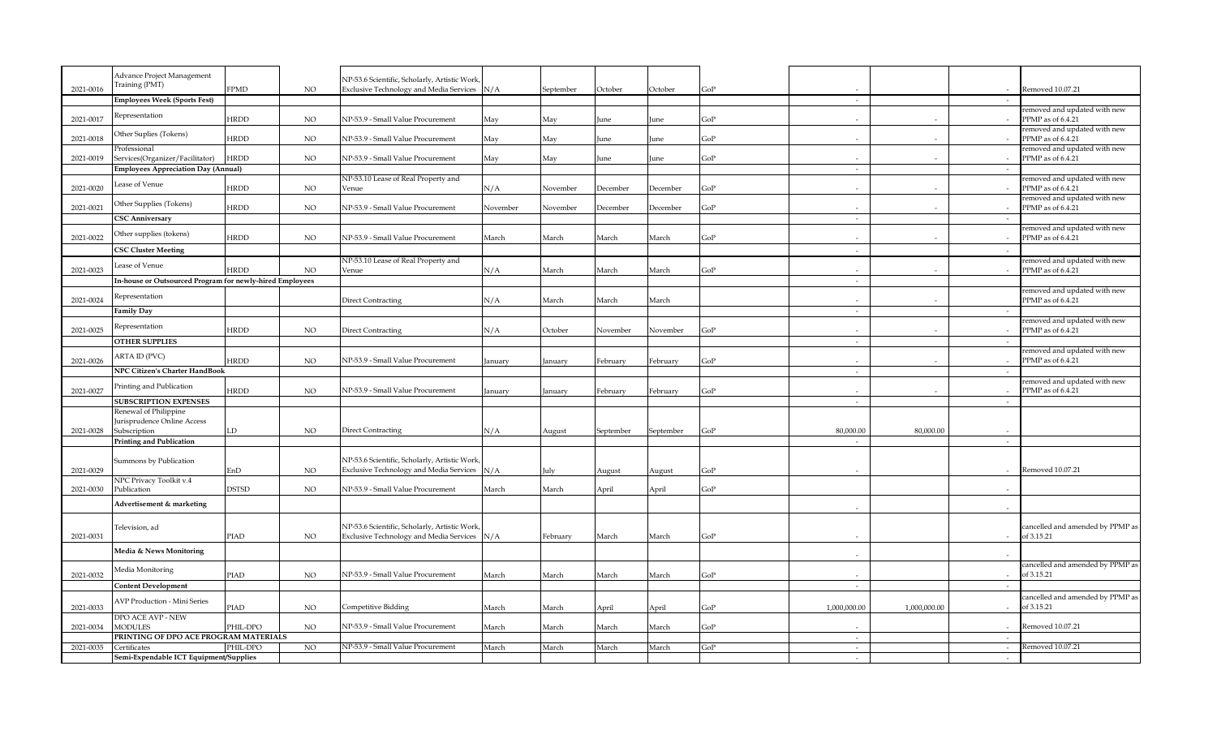| | | | | | | | | | | | | | | |
|---|---|---|---|---|---|---|---|---|---|---|---|---|---|---|
| 2021-0016 | Advance Project Management Training (PMT) | FPMD | NO | NP-53.6 Scientific, Scholarly, Artistic Work, Exclusive Technology and Media Services | N/A | September | October | October | GoP | | - | | - | Removed 10.07.21 |
| | **Employees Week (Sports Fest)** | | | | | | | | | | - | | - | |
| 2021-0017 | Representation | HRDD | NO | NP-53.9 - Small Value Procurement | May | May | June | June | GoP | | - | - | - | removed and updated with new PPMP as of 6.4.21 |
| 2021-0018 | Other Suplies (Tokens) | HRDD | NO | NP-53.9 - Small Value Procurement | May | May | June | June | GoP | | - | - | - | removed and updated with new PPMP as of 6.4.21 |
| 2021-0019 | Professional Services(Organizer/Facilitator) | HRDD | NO | NP-53.9 - Small Value Procurement | May | May | June | June | GoP | | - | - | - | removed and updated with new PPMP as of 6.4.21 |
| | **Employees Appreciation Day (Annual)** | | | | | | | | | | - | | - | |
| 2021-0020 | Lease of Venue | HRDD | NO | NP-53.10 Lease of Real Property and Venue | N/A | November | December | December | GoP | | - | - | - | removed and updated with new PPMP as of 6.4.21 |
| 2021-0021 | Other Supplies (Tokens) | HRDD | NO | NP-53.9 - Small Value Procurement | November | November | December | December | GoP | | - | - | - | removed and updated with new PPMP as of 6.4.21 |
| | **CSC Anniversary** | | | | | | | | | | - | | - | |
| 2021-0022 | Other supplies (tokens) | HRDD | NO | NP-53.9 - Small Value Procurement | March | March | March | March | GoP | | - | - | - | removed and updated with new PPMP as of 6.4.21 |
| | **CSC Cluster Meeting** | | | | | | | | | | - | | - | |
| 2021-0023 | Lease of Venue | HRDD | NO | NP-53.10 Lease of Real Property and Venue | N/A | March | March | March | GoP | | - | - | - | removed and updated with new PPMP as of 6.4.21 |
| | **In-house or Outsourced Program for newly-hired Employees** | | | | | | | | | | - | | | |
| 2021-0024 | Representation | | | Direct Contracting | N/A | March | March | March | | | - | - | | removed and updated with new PPMP as of 6.4.21 |
| | **Family Day** | | | | | | | | | | - | | - | |
| 2021-0025 | Representation | HRDD | NO | Direct Contracting | N/A | October | November | November | GoP | | - | - | - | removed and updated with new PPMP as of 6.4.21 |
| | **OTHER SUPPLIES** | | | | | | | | | | - | | - | |
| 2021-0026 | ARTA ID (PVC) | HRDD | NO | NP-53.9 - Small Value Procurement | January | January | February | February | GoP | | - | - | - | removed and updated with new PPMP as of 6.4.21 |
| | **NPC Citizen's Charter HandBook** | | | | | | | | | | - | | - | |
| 2021-0027 | Printing and Publication | HRDD | NO | NP-53.9 - Small Value Procurement | January | January | February | February | GoP | | - | - | - | removed and updated with new PPMP as of 6.4.21 |
| | **SUBSCRIPTION EXPENSES** | | | | | | | | | | - | | - | |
| 2021-0028 | Renewal of Philippine Jurisprudence Online Access Subscription | LD | NO | Direct Contracting | N/A | August | September | September | GoP | | 80,000.00 | 80,000.00 | - | |
| | **Printing and Publication** | | | | | | | | | | - | | - | |
| 2021-0029 | Summons by Publication | EnD | NO | NP-53.6 Scientific, Scholarly, Artistic Work, Exclusive Technology and Media Services | N/A | July | August | August | GoP | | - | | - | Removed 10.07.21 |
| 2021-0030 | NPC Privacy Toolkit v.4 Publication | DSTSD | NO | NP-53.9 - Small Value Procurement | March | March | April | April | GoP | | | | - | |
| | **Advertisement & marketing** | | | | | | | | | | - | | - | |
| 2021-0031 | Television, ad | PIAD | NO | NP-53.6 Scientific, Scholarly, Artistic Work, Exclusive Technology and Media Services | N/A | February | March | March | GoP | | - | | - | cancelled and amended by PPMP as of 3.15.21 |
| | **Media & News Monitoring** | | | | | | | | | | - | | - | |
| 2021-0032 | Media Monitoring | PIAD | NO | NP-53.9 - Small Value Procurement | March | March | March | March | GoP | | - | | - | cancelled and amended by PPMP as of 3.15.21 |
| | **Content Development** | | | | | | | | | | - | | - | |
| 2021-0033 | AVP Production - Mini Series | PIAD | NO | Competitive Bidding | March | March | April | April | GoP | | 1,000,000.00 | 1,000,000.00 | - | cancelled and amended by PPMP as of 3.15.21 |
| 2021-0034 | DPO ACE AVP - NEW MODULES | PHIL-DPO | NO | NP-53.9 - Small Value Procurement | March | March | March | March | GoP | | - | | - | Removed 10.07.21 |
| | **PRINTING OF DPO ACE PROGRAM MATERIALS** | | | | | | | | | | - | | - | |
| 2021-0035 | Certificates | PHIL-DPO | NO | NP-53.9 - Small Value Procurement | March | March | March | March | GoP | | - | | - | Removed 10.07.21 |
| | **Semi-Expendable ICT Equipment/Supplies** | | | | | | | | | | - | | - | |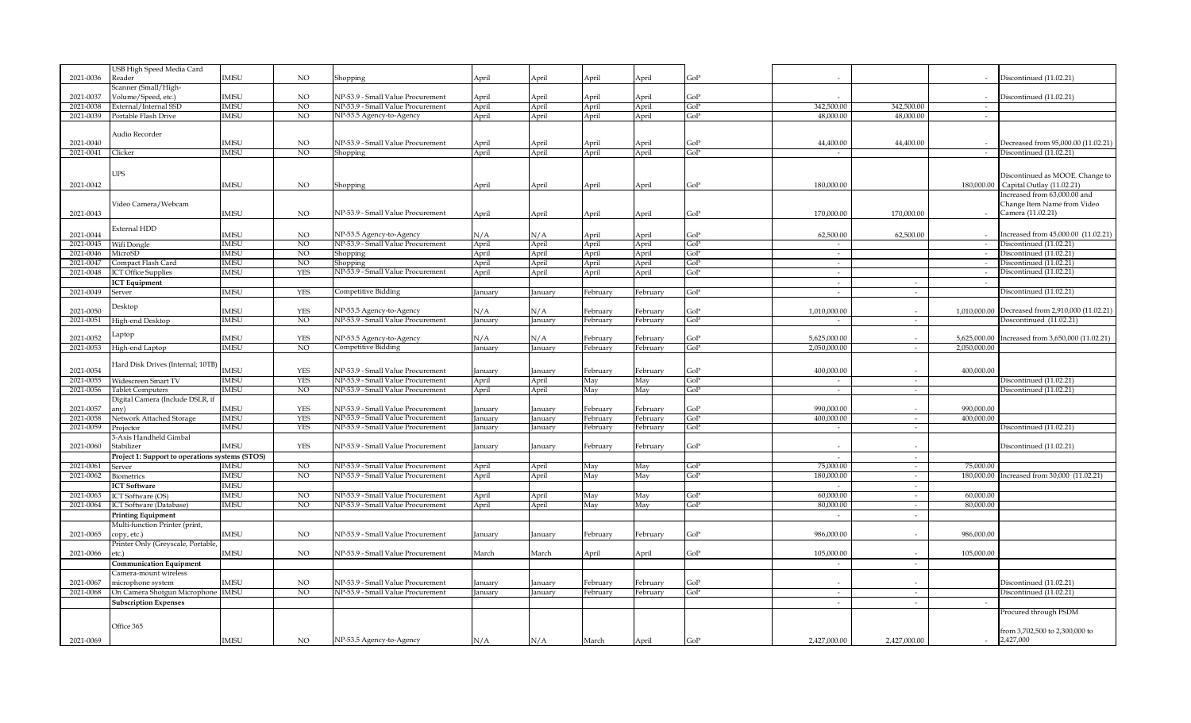| | | | | | | | | | | | | | |
|---|---|---|---|---|---|---|---|---|---|---|---|---|---|
| 2021-0036 | USB High Speed Media Card Reader | IMISU | NO | Shopping | April | April | April | April | GoP | - | | - | Discontinued (11.02.21) |
| 2021-0037 | Scanner (Small/High-Volume/Speed, etc.) | IMISU | NO | NP-53.9 - Small Value Procurement | April | April | April | April | GoP | - | | - | Discontinued (11.02.21) |
| 2021-0038 | External/Internal SSD | IMISU | NO | NP-53.9 - Small Value Procurement | April | April | April | April | GoP | 342,500.00 | 342,500.00 | - | |
| 2021-0039 | Portable Flash Drive | IMISU | NO | NP-53.5 Agency-to-Agency | April | April | April | April | GoP | 48,000.00 | 48,000.00 | - | |
| 2021-0040 | Audio Recorder | IMISU | NO | NP-53.9 - Small Value Procurement | April | April | April | April | GoP | 44,400.00 | 44,400.00 | - | Decreased from 95,000.00 (11.02.21) |
| 2021-0041 | Clicker | IMISU | NO | Shopping | April | April | April | April | GoP | - | | - | Discontinued (11.02.21) |
| 2021-0042 | UPS | IMISU | NO | Shopping | April | April | April | April | GoP | 180,000.00 | | 180,000.00 | Discontinued as MOOE. Change to Capital Outlay (11.02.21) |
| 2021-0043 | Video Camera/Webcam | IMISU | NO | NP-53.9 - Small Value Procurement | April | April | April | April | GoP | 170,000.00 | 170,000.00 | - | Increased from 63,000.00 and Change Item Name from Video Camera (11.02.21) |
| 2021-0044 | External HDD | IMISU | NO | NP-53.5 Agency-to-Agency | N/A | N/A | April | April | GoP | 62,500.00 | 62,500.00 | - | Increased from 45,000.00 (11.02.21) |
| 2021-0045 | Wifi Dongle | IMISU | NO | NP-53.9 - Small Value Procurement | April | April | April | April | GoP | - | | - | Discontinued (11.02.21) |
| 2021-0046 | MicroSD | IMISU | NO | Shopping | April | April | April | April | GoP | - | | - | Discontinued (11.02.21) |
| 2021-0047 | Compact Flash Card | IMISU | NO | Shopping | April | April | April | April | GoP | - | | - | Discontinued (11.02.21) |
| 2021-0048 | ICT Office Supplies | IMISU | YES | NP-53.9 - Small Value Procurement | April | April | April | April | GoP | - | | - | Discontinued (11.02.21) |
| | **ICT Equipment** | | | | | | | | | - | - | - | |
| 2021-0049 | Server | IMISU | YES | Competitive Bidding | January | January | February | February | GoP | - | - | | Discontinued (11.02.21) |
| 2021-0050 | Desktop | IMISU | YES | NP-53.5 Agency-to-Agency | N/A | N/A | February | February | GoP | 1,010,000.00 | - | 1,010,000.00 | Decreased from 2,910,000 (11.02.21) |
| 2021-0051 | High-end Desktop | IMISU | NO | NP-53.9 - Small Value Procurement | January | January | February | February | GoP | - | - | | Doscontinued (11.02.21) |
| 2021-0052 | Laptop | IMISU | YES | NP-53.5 Agency-to-Agency | N/A | N/A | February | February | GoP | 5,625,000.00 | - | 5,625,000.00 | Increased from 3,650,000 (11.02.21) |
| 2021-0053 | High-end Laptop | IMISU | NO | Competitive Bidding | January | January | February | February | GoP | 2,050,000.00 | - | 2,050,000.00 | |
| 2021-0054 | Hard Disk Drives (Internal; 10TB) | IMISU | YES | NP-53.9 - Small Value Procurement | January | January | February | February | GoP | 400,000.00 | - | 400,000.00 | |
| 2021-0055 | Widescreen Smart TV | IMISU | YES | NP-53.9 - Small Value Procurement | April | April | May | May | GoP | - | - | | Discontinued (11.02.21) |
| 2021-0056 | Tablet Computers | IMISU | NO | NP-53.9 - Small Value Procurement | April | April | May | May | GoP | - | - | | Discontinued (11.02.21) |
| 2021-0057 | Digital Camera (Include DSLR, if any) | IMISU | YES | NP-53.9 - Small Value Procurement | January | January | February | February | GoP | 990,000.00 | - | 990,000.00 | |
| 2021-0058 | Network Attached Storage | IMISU | YES | NP-53.9 - Small Value Procurement | January | January | February | February | GoP | 400,000.00 | - | 400,000.00 | |
| 2021-0059 | Projector | IMISU | YES | NP-53.9 - Small Value Procurement | January | January | February | February | GoP | - | - | | Discontinued (11.02.21) |
| 2021-0060 | 3-Axis Handheld Gimbal Stabilizer | IMISU | YES | NP-53.9 - Small Value Procurement | January | January | February | February | GoP | - | - | | Discontinued (11.02.21) |
| | **Project 1: Support to operations systems (STOS)** | | | | | | | | | - | - | | |
| 2021-0061 | Server | IMISU | NO | NP-53.9 - Small Value Procurement | April | April | May | May | GoP | 75,000.00 | - | 75,000.00 | |
| 2021-0062 | Biometrics | IMISU | NO | NP-53.9 - Small Value Procurement | April | April | May | May | GoP | 180,000.00 | - | 180,000.00 | Increased from 30,000 (11.02.21) |
| | **ICT Software** | IMISU | | | | | | | | - | - | | |
| 2021-0063 | ICT Software (OS) | IMISU | NO | NP-53.9 - Small Value Procurement | April | April | May | May | GoP | 60,000.00 | - | 60,000.00 | |
| 2021-0064 | ICT Software (Database) | IMISU | NO | NP-53.9 - Small Value Procurement | April | April | May | May | GoP | 80,000.00 | - | 80,000.00 | |
| | **Printing Equipment** | | | | | | | | | - | - | | |
| 2021-0065 | Multi-function Printer (print, copy, etc.) | IMISU | NO | NP-53.9 - Small Value Procurement | January | January | February | February | GoP | 986,000.00 | - | 986,000.00 | |
| 2021-0066 | Printer Only (Greyscale, Portable, etc.) | IMISU | NO | NP-53.9 - Small Value Procurement | March | March | April | April | GoP | 105,000.00 | - | 105,000.00 | |
| | **Communication Equipment** | | | | | | | | | - | - | | |
| 2021-0067 | Camera-mount wireless microphone system | IMISU | NO | NP-53.9 - Small Value Procurement | January | January | February | February | GoP | - | - | | Discontinued (11.02.21) |
| 2021-0068 | On Camera Shotgun Microphone | IMISU | NO | NP-53.9 - Small Value Procurement | January | January | February | February | GoP | - | - | | Discontinued (11.02.21) |
| | **Subscription Expenses** | | | | | | | | | - | - | - | |
| 2021-0069 | Office 365 | IMISU | NO | NP-53.5 Agency-to-Agency | N/A | N/A | March | April | GoP | 2,427,000.00 | 2,427,000.00 | - | Procured through PSDM from 3,702,500 to 2,300,000 to 2,427,000 |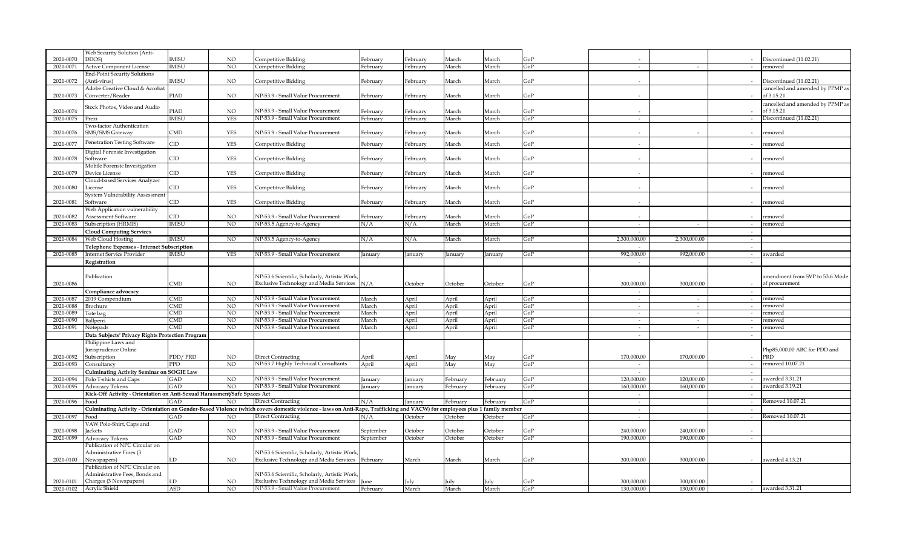| 2021-0070 | Web Security Solution (Anti-DDOS) | IMISU | NO | Competitive Bidding | February | February | March | March | GoP | - | | - | Discontinued (11.02.21) |
|---|---|---|---|---|---|---|---|---|---|---|---|---|---|
| 2021-0071 | Active Component License | IMISU | NO | Competitive Bidding | February | February | March | March | GoP | - | - | - | removed |
| 2021-0072 | End-Point Security Solutions (Anti-virus) | IMISU | NO | Competitive Bidding | February | February | March | March | GoP | - | | - | Discontinued (11.02.21) |
| 2021-0073 | Adobe Creative Cloud & Acrobat Converter/Reader | PIAD | NO | NP-53.9 - Small Value Procurement | February | February | March | March | GoP | - | | - | cancelled and amended by PPMP as of 3.15.21 |
| 2021-0074 | Stock Photos, Video and Audio | PIAD | NO | NP-53.9 - Small Value Procurement | February | February | March | March | GoP | - | | - | cancelled and amended by PPMP as of 3.15.21 |
| 2021-0075 | Prezi | IMISU | YES | NP-53.9 - Small Value Procurement | February | February | March | March | GoP | - | | - | Discontinued (11.02.21) |
| 2021-0076 | Two-factor Authentication SMS/SMS Gateway | CMD | YES | NP-53.9 - Small Value Procurement | February | February | March | March | GoP | - | - | - | removed |
| 2021-0077 | Penetration Testing Software | CID | YES | Competitive Bidding | February | February | March | March | GoP | - | | - | removed |
| 2021-0078 | Digital Forensic Investigation Software | CID | YES | Competitive Bidding | February | February | March | March | GoP | - | | - | removed |
| 2021-0079 | Mobile Forensic Investigation Device License | CID | YES | Competitive Bidding | February | February | March | March | GoP | - | | - | removed |
| 2021-0080 | Cloud-based Services Analyzer License | CID | YES | Competitive Bidding | February | February | March | March | GoP | - | | - | removed |
| 2021-0081 | System Vulnerability Assessment Software | CID | YES | Competitive Bidding | February | February | March | March | GoP | - | | - | removed |
| 2021-0082 | Web Application vulnerability Assessment Software | CID | NO | NP-53.9 - Small Value Procurement | February | February | March | March | GoP | - | | - | removed |
| 2021-0083 | Subscription (HRMIS) | IMISU | NO | NP-53.5 Agency-to-Agency | N/A | N/A | March | March | GoP | - | - | - | removed |
| | **Cloud Computing Services** | | | | | | | | | - | | - | |
| 2021-0084 | Web Cloud Hosting | IMISU | NO | NP-53.5 Agency-to-Agency | N/A | N/A | March | March | GoP | 2,300,000.00 | 2,300,000.00 | - | |
| | **Telephone Expenses - Internet Subscription** | | | | | | | | | - | | - | |
| 2021-0085 | Internet Service Provider | IMISU | YES | NP-53.9 - Small Value Procurement | January | January | January | January | GoP | 992,000.00 | 992,000.00 | - | awarded |
| | **Registration** | | | | | | | | | - | | - | |
| 2021-0086 | Publication | CMD | NO | NP-53.6 Scientific, Scholarly, Artistic Work, Exclusive Technology and Media Services | N/A | October | October | October | GoP | 300,000.00 | 300,000.00 | - | amendment from SVP to 53.6 Mode of procurement |
| | **Compliance advocacy** | | | | | | | | | - | | - | |
| 2021-0087 | 2019 Compendium | CMD | NO | NP-53.9 - Small Value Procurement | March | April | April | April | GoP | - | - | - | removed |
| 2021-0088 | Brochure | CMD | NO | NP-53.9 - Small Value Procurement | March | April | April | April | GoP | - | - | - | removed |
| 2021-0089 | Tote bag | CMD | NO | NP-53.9 - Small Value Procurement | March | April | April | April | GoP | - | - | - | removed |
| 2021-0090 | Ballpens | CMD | NO | NP-53.9 - Small Value Procurement | March | April | April | April | GoP | - | - | - | removed |
| 2021-0091 | Notepads | CMD | NO | NP-53.9 - Small Value Procurement | March | April | April | April | GoP | - | - | - | removed |
| | **Data Subjects' Privacy Rights Protection Program** | | | | | | | | | - | | - | |
| 2021-0092 | Philippine Laws and Jurisprudence Online Subscription | PDD/ PRD | NO | Direct Contracting | April | April | May | May | GoP | 170,000.00 | 170,000.00 | - | Php85,000.00 ABC for PDD and PRD |
| 2021-0093 | Consultancy | PPO | NO | NP-53.7 Highly Technical Consultants | April | April | May | May | GoP | - | | - | removed 10.07.21 |
| | **Culminating Activity Seminar on SOGIE Law** | | | | | | | | | - | | - | |
| 2021-0094 | Polo T-shirts and Caps | GAD | NO | NP-53.9 - Small Value Procurement | January | January | February | February | GoP | 120,000.00 | 120,000.00 | - | awarded 3.31.21 |
| 2021-0095 | Advocacy Tokens | GAD | NO | NP-53.9 - Small Value Procurement | January | January | February | February | GoP | 160,000.00 | 160,000.00 | - | awarded 3.19.21 |
| | **Kick-Off Activity - Orientation on Anti-Sexual Harassment/Safe Spaces Act** | | | | | | | | | - | | - | |
| 2021-0096 | Food | GAD | NO | Direct Contracting | N/A | January | February | February | GoP | - | | - | Removed 10.07.21 |
| | **Culminating Activity - Orientation on Gender-Based Violence (which covers domestic violence - laws on Anti-Rape, Trafficking and VACW) for employees plus 1 family member** | | | | | | | | | - | | - | |
| 2021-0097 | Food | GAD | NO | Direct Contracting | N/A | October | October | October | GoP | - | | - | Removed 10.07.21 |
| 2021-0098 | VAW Polo-Shirt, Caps and Jackets | GAD | NO | NP-53.9 - Small Value Procurement | September | October | October | October | GoP | 240,000.00 | 240,000.00 | - | |
| 2021-0099 | Advocacy Tokens | GAD | NO | NP-53.9 - Small Value Procurement | September | October | October | October | GoP | 190,000.00 | 190,000.00 | - | |
| 2021-0100 | Publication of NPC Circular on Administrative Fines (3 Newspapers) | LD | NO | NP-53.6 Scientific, Scholarly, Artistic Work, Exclusive Technology and Media Services | February | March | March | March | GoP | 300,000.00 | 300,000.00 | - | awarded 4.13.21 |
| 2021-0101 | Publication of NPC Circular on Administrative Fees, Bonds and Charges (3 Newspapers) | LD | NO | NP-53.6 Scientific, Scholarly, Artistic Work, Exclusive Technology and Media Services | June | July | July | July | GoP | 300,000.00 | 300,000.00 | - | |
| 2021-0102 | Acrylic Shield | ASD | NO | NP-53.9 - Small Value Procurement | February | March | March | March | GoP | 130,000.00 | 130,000.00 | - | awarded 3.31.21 |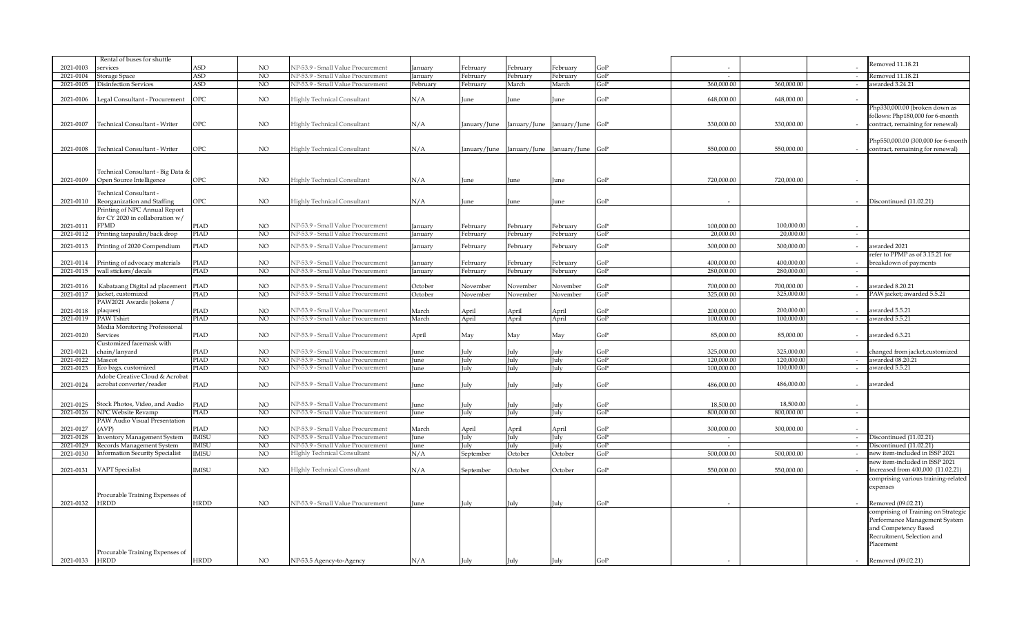| | | | | | | | | | | | | | |
|---|---|---|---|---|---|---|---|---|---|---|---|---|---|
| 2021-0103 | Rental of buses for shuttle services | ASD | NO | NP-53.9 - Small Value Procurement | January | February | February | February | GoP | - | | - | Removed 11.18.21 |
| 2021-0104 | Storage Space | ASD | NO | NP-53.9 - Small Value Procurement | January | February | February | February | GoP | - | | - | Removed 11.18.21 |
| 2021-0105 | Disinfection Services | ASD | NO | NP-53.9 - Small Value Procurement | February | February | March | March | GoP | 360,000.00 | 360,000.00 | - | awarded 3.24.21 |
| 2021-0106 | Legal Consultant - Procurement | OPC | NO | Highly Technical Consultant | N/A | June | June | June | GoP | 648,000.00 | 648,000.00 | - | |
| 2021-0107 | Technical Consultant - Writer | OPC | NO | Highly Technical Consultant | N/A | January/June | January/June | January/June | GoP | 330,000.00 | 330,000.00 | - | Php330,000.00 (broken down as follows: Php180,000 for 6-month contract, remaining for renewal) |
| 2021-0108 | Technical Consultant - Writer | OPC | NO | Highly Technical Consultant | N/A | January/June | January/June | January/June | GoP | 550,000.00 | 550,000.00 | - | Php550,000.00 (300,000 for 6-month contract, remaining for renewal) |
| 2021-0109 | Technical Consultant - Big Data & Open Source Intelligence | OPC | NO | Highly Technical Consultant | N/A | June | June | June | GoP | 720,000.00 | 720,000.00 | - | |
| 2021-0110 | Technical Consultant - Reorganization and Staffing | OPC | NO | Highly Technical Consultant | N/A | June | June | June | GoP | - | | - | Discontinued (11.02.21) |
| 2021-0111 | Printing of NPC Annual Report for CY 2020 in collaboration w/ FPMD | PIAD | NO | NP-53.9 - Small Value Procurement | January | February | February | February | GoP | 100,000.00 | 100,000.00 | - | |
| 2021-0112 | Printing tarpaulin/back drop | PIAD | NO | NP-53.9 - Small Value Procurement | January | February | February | February | GoP | 20,000.00 | 20,000.00 | - | |
| 2021-0113 | Printing of 2020 Compendium | PIAD | NO | NP-53.9 - Small Value Procurement | January | February | February | February | GoP | 300,000.00 | 300,000.00 | - | awarded 2021 |
| 2021-0114 | Printing of advocacy materials | PIAD | NO | NP-53.9 - Small Value Procurement | January | February | February | February | GoP | 400,000.00 | 400,000.00 | - | refer to PPMP as of 3.15.21 for breakdown of payments |
| 2021-0115 | wall stickers/decals | PIAD | NO | NP-53.9 - Small Value Procurement | January | February | February | February | GoP | 280,000.00 | 280,000.00 | - | |
| 2021-0116 | Kabataang Digital ad placement | PIAD | NO | NP-53.9 - Small Value Procurement | October | November | November | November | GoP | 700,000.00 | 700,000.00 | - | awarded 8.20.21 |
| 2021-0117 | Jacket, customized | PIAD | NO | NP-53.9 - Small Value Procurement | October | November | November | November | GoP | 325,000.00 | 325,000.00 | - | PAW jacket; awarded 5.5.21 |
| 2021-0118 | PAW2021 Awards (tokens / plaques) | PIAD | NO | NP-53.9 - Small Value Procurement | March | April | April | April | GoP | 200,000.00 | 200,000.00 | - | awarded 5.5.21 |
| 2021-0119 | PAW Tshirt | PIAD | NO | NP-53.9 - Small Value Procurement | March | April | April | April | GoP | 100,000.00 | 100,000.00 | - | awarded 5.5.21 |
| 2021-0120 | Media Monitoring Professional Services | PIAD | NO | NP-53.9 - Small Value Procurement | April | May | May | May | GoP | 85,000.00 | 85,000.00 | - | awarded 6.3.21 |
| 2021-0121 | Customized facemask with chain/lanyard | PIAD | NO | NP-53.9 - Small Value Procurement | June | July | July | July | GoP | 325,000.00 | 325,000.00 | - | changed from jacket,customized |
| 2021-0122 | Mascot | PIAD | NO | NP-53.9 - Small Value Procurement | June | July | July | July | GoP | 120,000.00 | 120,000.00 | - | awarded 08.20.21 |
| 2021-0123 | Eco bags, customized | PIAD | NO | NP-53.9 - Small Value Procurement | June | July | July | July | GoP | 100,000.00 | 100,000.00 | - | awarded 5.5.21 |
| 2021-0124 | Adobe Creative Cloud & Acrobat acrobat converter/reader | PIAD | NO | NP-53.9 - Small Value Procurement | June | July | July | July | GoP | 486,000.00 | 486,000.00 | - | awarded |
| 2021-0125 | Stock Photos, Video, and Audio | PIAD | NO | NP-53.9 - Small Value Procurement | June | July | July | July | GoP | 18,500.00 | 18,500.00 | - | |
| 2021-0126 | NPC Website Revamp | PIAD | NO | NP-53.9 - Small Value Procurement | June | July | July | July | GoP | 800,000.00 | 800,000.00 | - | |
| 2021-0127 | PAW Audio Visual Presentation (AVP) | PIAD | NO | NP-53.9 - Small Value Procurement | March | April | April | April | GoP | 300,000.00 | 300,000.00 | - | |
| 2021-0128 | Inventory Management System | IMISU | NO | NP-53.9 - Small Value Procurement | June | July | July | July | GoP | - | | - | Discontinued (11.02.21) |
| 2021-0129 | Records Management System | IMISU | NO | NP-53.9 - Small Value Procurement | June | July | July | July | GoP | - | | - | Discontinued (11.02.21) |
| 2021-0130 | Information Security Specialist | IMISU | NO | HIghly Technical Consultant | N/A | September | October | October | GoP | 500,000.00 | 500,000.00 | - | new item-included in ISSP 2021 |
| 2021-0131 | VAPT Specialist | IMISU | NO | HIghly Technical Consultant | N/A | September | October | October | GoP | 550,000.00 | 550,000.00 | - | new item-included in ISSP 2021 Increased from 400,000 (11.02.21) |
| 2021-0132 | Procurable Training Expenses of HRDD | HRDD | NO | NP-53.9 - Small Value Procurement | June | July | July | July | GoP | - | | - | comprising various training-related expenses Removed (09.02.21) |
| 2021-0133 | Procurable Training Expenses of HRDD | HRDD | NO | NP-53.5 Agency-to-Agency | N/A | July | July | July | GoP | - | | - | comprising of Training on Strategic Performance Management System and Competency Based Recruitment, Selection and Placement Removed (09.02.21) |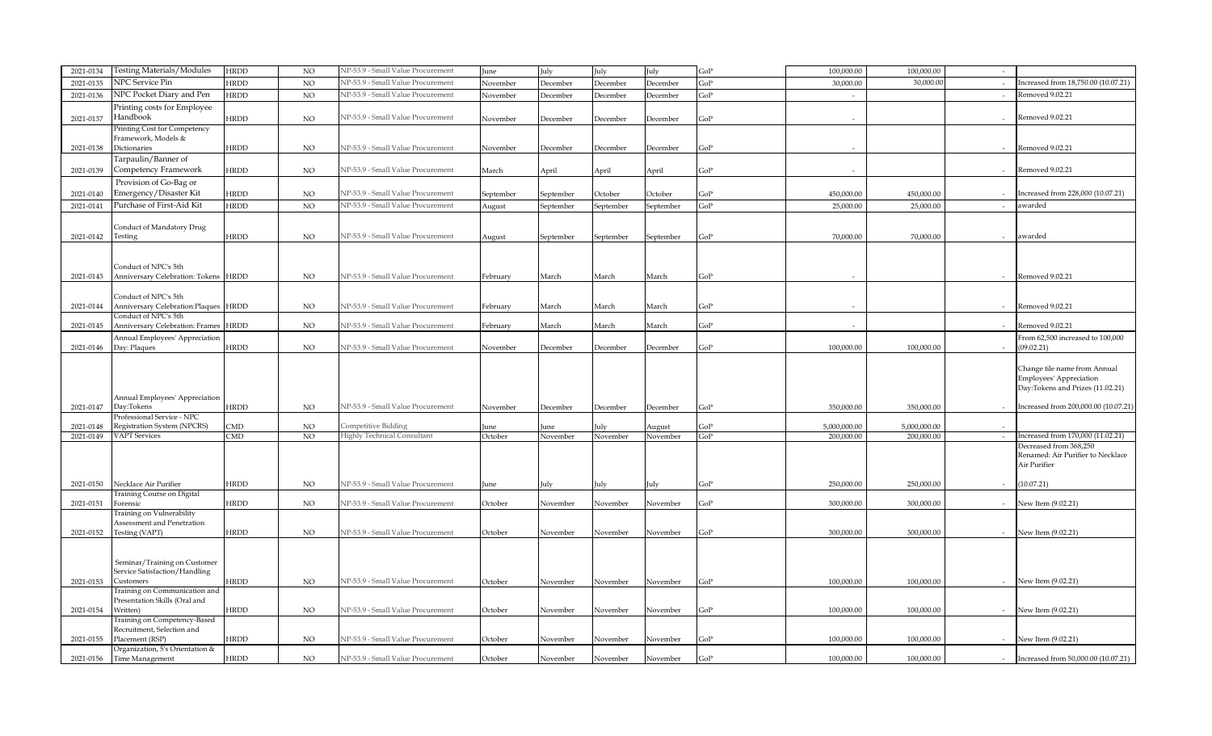| | | | | | | | | | | | | | |
|---|---|---|---|---|---|---|---|---|---|---|---|---|---|
| 2021-0134 | Testing Materials/Modules | HRDD | NO | NP-53.9 - Small Value Procurement | June | July | July | July | GoP | 100,000.00 | 100,000.00 | - | |
| 2021-0135 | NPC Service Pin | HRDD | NO | NP-53.9 - Small Value Procurement | November | December | December | December | GoP | 30,000.00 | 30,000.00 | - | Increased from 18,750.00 (10.07.21) |
| 2021-0136 | NPC Pocket Diary and Pen | HRDD | NO | NP-53.9 - Small Value Procurement | November | December | December | December | GoP | - | | - | Removed 9.02.21 |
| 2021-0137 | Printing costs for Employee Handbook | HRDD | NO | NP-53.9 - Small Value Procurement | November | December | December | December | GoP | - | | - | Removed 9.02.21 |
| 2021-0138 | Printing Cost for Competency Framework, Models & Dictionaries | HRDD | NO | NP-53.9 - Small Value Procurement | November | December | December | December | GoP | - | | - | Removed 9.02.21 |
| 2021-0139 | Tarpaulin/Banner of Competency Framework | HRDD | NO | NP-53.9 - Small Value Procurement | March | April | April | April | GoP | - | | - | Removed 9.02.21 |
| 2021-0140 | Provision of Go-Bag or Emergency/Disaster Kit | HRDD | NO | NP-53.9 - Small Value Procurement | September | September | October | October | GoP | 450,000.00 | 450,000.00 | - | Increased from 228,000 (10.07.21) |
| 2021-0141 | Purchase of First-Aid Kit | HRDD | NO | NP-53.9 - Small Value Procurement | August | September | September | September | GoP | 25,000.00 | 25,000.00 | - | awarded |
| 2021-0142 | Conduct of Mandatory Drug Testing | HRDD | NO | NP-53.9 - Small Value Procurement | August | September | September | September | GoP | 70,000.00 | 70,000.00 | - | awarded |
| 2021-0143 | Conduct of NPC's 5th Anniversary Celebration: Tokens | HRDD | NO | NP-53.9 - Small Value Procurement | February | March | March | March | GoP | - | | - | Removed 9.02.21 |
| 2021-0144 | Conduct of NPC's 5th Anniversary Celebration:Plaques | HRDD | NO | NP-53.9 - Small Value Procurement | February | March | March | March | GoP | - | | - | Removed 9.02.21 |
| 2021-0145 | Conduct of NPC's 5th Anniversary Celebration: Frames | HRDD | NO | NP-53.9 - Small Value Procurement | February | March | March | March | GoP | - | | - | Removed 9.02.21 |
| 2021-0146 | Annual Employees' Appreciation Day: Plaques | HRDD | NO | NP-53.9 - Small Value Procurement | November | December | December | December | GoP | 100,000.00 | 100,000.00 | - | From 62,500 increased to 100,000 (09.02.21) |
| 2021-0147 | Annual Employees' Appreciation Day:Tokens | HRDD | NO | NP-53.9 - Small Value Procurement | November | December | December | December | GoP | 350,000.00 | 350,000.00 | - | Change tile name from Annual Employees' Appreciation Day:Tokens and Prizes (11.02.21) Increased from 200,000.00 (10.07.21) |
| 2021-0148 | Professional Service - NPC Registration System (NPCRS) | CMD | NO | Competitive Bidding | June | June | July | August | GoP | 5,000,000.00 | 5,000,000.00 | - | |
| 2021-0149 | VAPT Services | CMD | NO | Highly Technical Consultant | October | November | November | November | GoP | 200,000.00 | 200,000.00 | - | Increased from 170,000 (11.02.21) |
| 2021-0150 | Necklace Air Purifier | HRDD | NO | NP-53.9 - Small Value Procurement | June | July | July | July | GoP | 250,000.00 | 250,000.00 | - | Decreased from 368,250 Renamed: Air Purifier to Necklace Air Purifier (10.07.21) |
| 2021-0151 | Training Course on Digital Forensic | HRDD | NO | NP-53.9 - Small Value Procurement | October | November | November | November | GoP | 300,000.00 | 300,000.00 | - | New Item (9.02.21) |
| 2021-0152 | Training on Vulnerability Assessment and Penetration Testing (VAPT) | HRDD | NO | NP-53.9 - Small Value Procurement | October | November | November | November | GoP | 300,000.00 | 300,000.00 | - | New Item (9.02.21) |
| 2021-0153 | Seminar/Training on Customer Service Satisfaction/Handling Customers | HRDD | NO | NP-53.9 - Small Value Procurement | October | November | November | November | GoP | 100,000.00 | 100,000.00 | - | New Item (9.02.21) |
| 2021-0154 | Training on Communication and Presentation Skills (Oral and Written) | HRDD | NO | NP-53.9 - Small Value Procurement | October | November | November | November | GoP | 100,000.00 | 100,000.00 | - | New Item (9.02.21) |
| 2021-0155 | Training on Competency-Based Recruitment, Selection and Placement (RSP) | HRDD | NO | NP-53.9 - Small Value Procurement | October | November | November | November | GoP | 100,000.00 | 100,000.00 | - | New Item (9.02.21) |
| 2021-0156 | Organization, 5's Orientation & Time Management | HRDD | NO | NP-53.9 - Small Value Procurement | October | November | November | November | GoP | 100,000.00 | 100,000.00 | - | Increased from 50,000.00 (10.07.21) |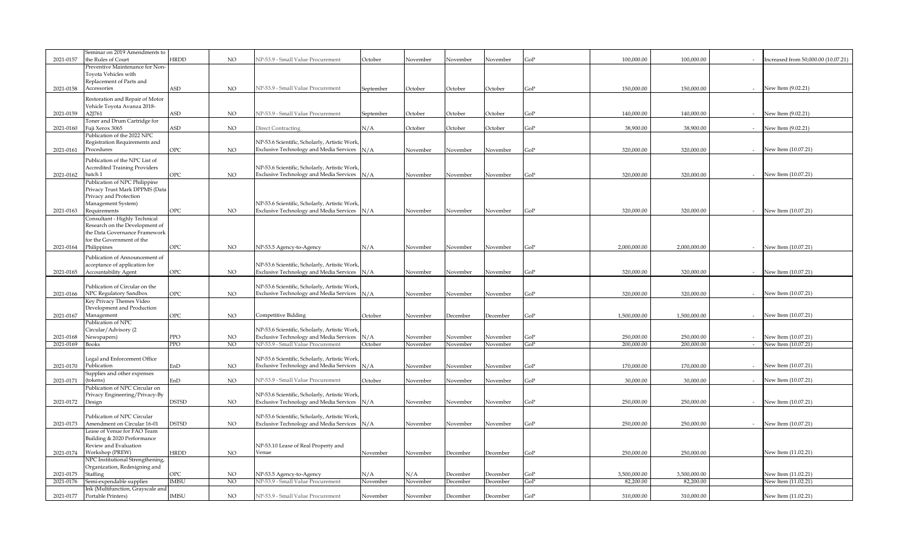| | | | | | | | | | | | | | |
|---|---|---|---|---|---|---|---|---|---|---|---|---|---|
| 2021-0157 | Seminar on 2019 Amendments to the Rules of Court | HRDD | NO | NP-53.9 - Small Value Procurement | October | November | November | November | GoP | 100,000.00 | 100,000.00 | - | Increased from 50,000.00 (10.07.21) |
| 2021-0158 | Preventive Maintenance for Non-Toyota Vehicles with Replacement of Parts and Accessories | ASD | NO | NP-53.9 - Small Value Procurement | September | October | October | October | GoP | 150,000.00 | 150,000.00 | - | New Item (9.02.21) |
| 2021-0159 | Restoration and Repair of Motor Vehicle Toyota Avanza 2018-A2J761 | ASD | NO | NP-53.9 - Small Value Procurement | September | October | October | October | GoP | 140,000.00 | 140,000.00 | - | New Item (9.02.21) |
| 2021-0160 | Toner and Drum Cartridge for Fuji Xerox 3065 | ASD | NO | Direct Contracting | N/A | October | October | October | GoP | 38,900.00 | 38,900.00 | - | New Item (9.02.21) |
| 2021-0161 | Publication of the 2022 NPC Registration Requirements and Procedures | OPC | NO | NP-53.6 Scientific, Scholarly, Artistic Work, Exclusive Technology and Media Services | N/A | November | November | November | GoP | 320,000.00 | 320,000.00 | - | New Item (10.07.21) |
| 2021-0162 | Publication of the NPC List of Accredited Training Providers batch 1 | OPC | NO | NP-53.6 Scientific, Scholarly, Artistic Work, Exclusive Technology and Media Services | N/A | November | November | November | GoP | 320,000.00 | 320,000.00 | - | New Item (10.07.21) |
| 2021-0163 | Publication of NPC Philippine Privacy Trust Mark DPPMS (Data Privacy and Protection Management System) Requirements | OPC | NO | NP-53.6 Scientific, Scholarly, Artistic Work, Exclusive Technology and Media Services | N/A | November | November | November | GoP | 320,000.00 | 320,000.00 | - | New Item (10.07.21) |
| 2021-0164 | Consultant - Highly Technical Research on the Development of the Data Governance Framework for the Government of the Philippines | OPC | NO | NP-53.5 Agency-to-Agency | N/A | November | November | November | GoP | 2,000,000.00 | 2,000,000.00 | - | New Item (10.07.21) |
| 2021-0165 | Publication of Announcement of acceptance of application for Accountability Agent | OPC | NO | NP-53.6 Scientific, Scholarly, Artistic Work, Exclusive Technology and Media Services | N/A | November | November | November | GoP | 320,000.00 | 320,000.00 | - | New Item (10.07.21) |
| 2021-0166 | Publication of Circular on the NPC Regulatory Sandbox | OPC | NO | NP-53.6 Scientific, Scholarly, Artistic Work, Exclusive Technology and Media Services | N/A | November | November | November | GoP | 320,000.00 | 320,000.00 | - | New Item (10.07.21) |
| 2021-0167 | Key Privacy Themes Video Development and Production Management | OPC | NO | Competitive Bidding | October | November | December | December | GoP | 1,500,000.00 | 1,500,000.00 | - | New Item (10.07.21) |
| 2021-0168 | Publication of NPC Circular/Advisory (2 Newspapers) | PPO | NO | NP-53.6 Scientific, Scholarly, Artistic Work, Exclusive Technology and Media Services | N/A | November | November | November | GoP | 250,000.00 | 250,000.00 | - | New Item (10.07.21) |
| 2021-0169 | Books | PPO | NO | NP-53.9 - Small Value Procurement | October | November | November | November | GoP | 200,000.00 | 200,000.00 | - | New Item (10.07.21) |
| 2021-0170 | Legal and Enforcement Office Publication | EnD | NO | NP-53.6 Scientific, Scholarly, Artistic Work, Exclusive Technology and Media Services | N/A | November | November | November | GoP | 170,000.00 | 170,000.00 | - | New Item (10.07.21) |
| 2021-0171 | Supplies and other expenses (tokens) | EnD | NO | NP-53.9 - Small Value Procurement | October | November | November | November | GoP | 30,000.00 | 30,000.00 | - | New Item (10.07.21) |
| 2021-0172 | Publication of NPC Circular on Privacy Engineering/Privacy-By Design | DSTSD | NO | NP-53.6 Scientific, Scholarly, Artistic Work, Exclusive Technology and Media Services | N/A | November | November | November | GoP | 250,000.00 | 250,000.00 | - | New Item (10.07.21) |
| 2021-0173 | Publication of NPC Circular Amendment on Circular 16-01 | DSTSD | NO | NP-53.6 Scientific, Scholarly, Artistic Work, Exclusive Technology and Media Services | N/A | November | November | November | GoP | 250,000.00 | 250,000.00 | - | New Item (10.07.21) |
| 2021-0174 | Lease of Venue for FAO Team Building & 2020 Performance Review and Evaluation Workshop (PREW) | HRDD | NO | NP-53.10 Lease of Real Property and Venue | November | November | December | December | GoP | 250,000.00 | 250,000.00 | | New Item (11.02.21) |
| 2021-0175 | NPC Institutional Strengthening, Organization, Redesigning and Staffing | OPC | NO | NP-53.5 Agency-to-Agency | N/A | N/A | December | December | GoP | 3,500,000.00 | 3,500,000.00 | | New Item (11.02.21) |
| 2021-0176 | Semi-expendable supplies | IMISU | NO | NP-53.9 - Small Value Procurement | November | November | December | December | GoP | 82,200.00 | 82,200.00 | | New Item (11.02.21) |
| 2021-0177 | Ink (Multifunction, Grayscale and Portable Printers) | IMISU | NO | NP-53.9 - Small Value Procurement | November | November | December | December | GoP | 310,000.00 | 310,000.00 | | New Item (11.02.21) |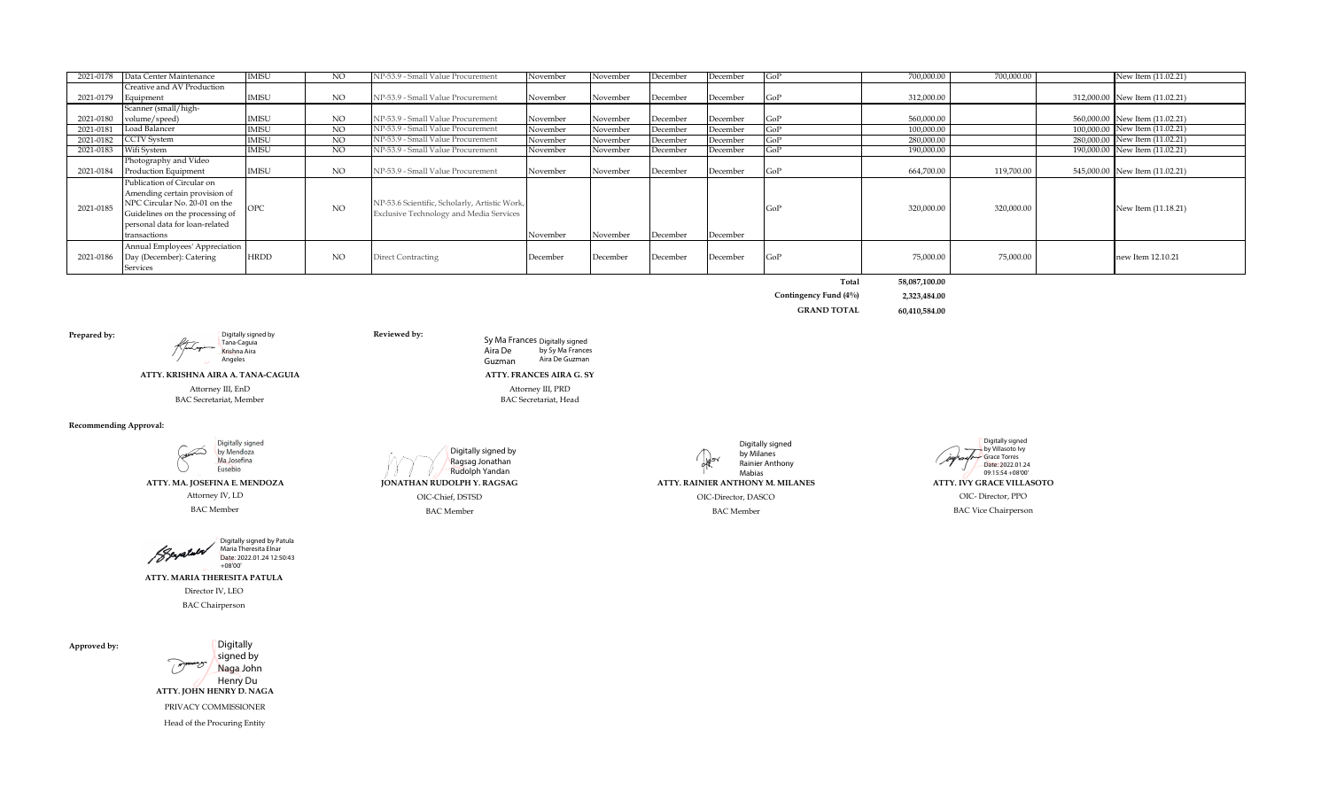| | | | | | | | | | | | | | |
|---|---|---|---|---|---|---|---|---|---|---|---|---|---|
| 2021-0178 | Data Center Maintenance | IMISU | NO | NP-53.9 - Small Value Procurement | November | November | December | December | GoP | 700,000.00 | 700,000.00 | | New Item (11.02.21) |
| 2021-0179 | Creative and AV Production Equipment | IMISU | NO | NP-53.9 - Small Value Procurement | November | November | December | December | GoP | 312,000.00 | | 312,000.00 | New Item (11.02.21) |
| 2021-0180 | Scanner (small/high-volume/speed) | IMISU | NO | NP-53.9 - Small Value Procurement | November | November | December | December | GoP | 560,000.00 | | 560,000.00 | New Item (11.02.21) |
| 2021-0181 | Load Balancer | IMISU | NO | NP-53.9 - Small Value Procurement | November | November | December | December | GoP | 100,000.00 | | 100,000.00 | New Item (11.02.21) |
| 2021-0182 | CCTV System | IMISU | NO | NP-53.9 - Small Value Procurement | November | November | December | December | GoP | 280,000.00 | | 280,000.00 | New Item (11.02.21) |
| 2021-0183 | Wifi System | IMISU | NO | NP-53.9 - Small Value Procurement | November | November | December | December | GoP | 190,000.00 | | 190,000.00 | New Item (11.02.21) |
| 2021-0184 | Photography and Video Production Equipment | IMISU | NO | NP-53.9 - Small Value Procurement | November | November | December | December | GoP | 664,700.00 | 119,700.00 | 545,000.00 | New Item (11.02.21) |
| 2021-0185 | Publication of Circular on Amending certain provision of NPC Circular No. 20-01 on the Guidelines on the processing of personal data for loan-related transactions | OPC | NO | NP-53.6 Scientific, Scholarly, Artistic Work, Exclusive Technology and Media Services | November | November | December | December | GoP | 320,000.00 | 320,000.00 | | New Item (11.18.21) |
| 2021-0186 | Annual Employees' Appreciation Day (December): Catering Services | HRDD | NO | Direct Contracting | December | December | December | December | GoP | 75,000.00 | 75,000.00 | | new Item 12.10.21 |
| | | | | | | | | | **Total** | **58,087,100.00** | | | |
| | | | | | | | | | **Contingency Fund (4%)** | **2,323,484.00** | | | |
| | | | | | | | | | **GRAND TOTAL** | **60,410,584.00** | | | |

**Prepared by:**

Digitally signed by Tana-Caguia Krishna Aira Angeles

**ATTY. KRISHNA AIRA A. TANA-CAGUIA**
Attorney III, EnD
BAC Secretariat, Member

**Reviewed by:**

Sy Ma Frances Aira De Guzman — Digitally signed by Sy Ma Frances Aira De Guzman

**ATTY. FRANCES AIRA G. SY**
Attorney III, PRD
BAC Secretariat, Head

**Recommending Approval:**

Digitally signed by Mendoza Ma Josefina Eusebio

**ATTY. MA. JOSEFINA E. MENDOZA**
Attorney IV, LD
BAC Member

Digitally signed by Ragsag Jonathan Rudolph Yandan

**JONATHAN RUDOLPH Y. RAGSAG**
OIC-Chief, DSTSD
BAC Member

Digitally signed by Milanes Rainier Anthony Mabias

**ATTY. RAINIER ANTHONY M. MILANES**
OIC-Director, DASCO
BAC Member

Digitally signed by Villasoto Ivy Grace Torres
Date: 2022.01.24 09:15:54 +08'00'

**ATTY. IVY GRACE VILLASOTO**
OIC- Director, PPO
BAC Vice Chairperson

Digitally signed by Patula Maria Theresita Elnar
Date: 2022.01.24 12:50:43 +08'00'

**ATTY. MARIA THERESITA PATULA**
Director IV, LEO
BAC Chairperson

**Approved by:**

Digitally signed by Naga John Henry Du

**ATTY. JOHN HENRY D. NAGA**
PRIVACY COMMISSIONER
Head of the Procuring Entity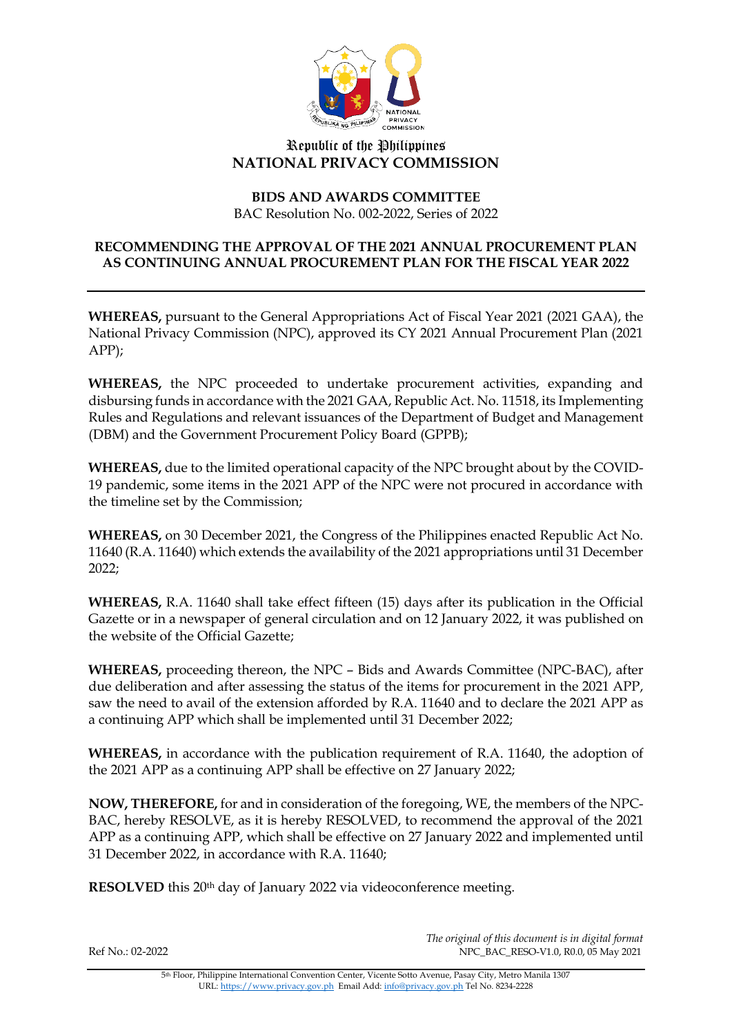Republic of the Philippines
**NATIONAL PRIVACY COMMISSION**

**BIDS AND AWARDS COMMITTEE**
BAC Resolution No. 002-2022, Series of 2022

**RECOMMENDING THE APPROVAL OF THE 2021 ANNUAL PROCUREMENT PLAN AS CONTINUING ANNUAL PROCUREMENT PLAN FOR THE FISCAL YEAR 2022**

---

**WHEREAS,** pursuant to the General Appropriations Act of Fiscal Year 2021 (2021 GAA), the National Privacy Commission (NPC), approved its CY 2021 Annual Procurement Plan (2021 APP);

**WHEREAS,** the NPC proceeded to undertake procurement activities, expanding and disbursing funds in accordance with the 2021 GAA, Republic Act. No. 11518, its Implementing Rules and Regulations and relevant issuances of the Department of Budget and Management (DBM) and the Government Procurement Policy Board (GPPB);

**WHEREAS,** due to the limited operational capacity of the NPC brought about by the COVID-19 pandemic, some items in the 2021 APP of the NPC were not procured in accordance with the timeline set by the Commission;

**WHEREAS,** on 30 December 2021, the Congress of the Philippines enacted Republic Act No. 11640 (R.A. 11640) which extends the availability of the 2021 appropriations until 31 December 2022;

**WHEREAS,** R.A. 11640 shall take effect fifteen (15) days after its publication in the Official Gazette or in a newspaper of general circulation and on 12 January 2022, it was published on the website of the Official Gazette;

**WHEREAS,** proceeding thereon, the NPC – Bids and Awards Committee (NPC-BAC), after due deliberation and after assessing the status of the items for procurement in the 2021 APP, saw the need to avail of the extension afforded by R.A. 11640 and to declare the 2021 APP as a continuing APP which shall be implemented until 31 December 2022;

**WHEREAS,** in accordance with the publication requirement of R.A. 11640, the adoption of the 2021 APP as a continuing APP shall be effective on 27 January 2022;

**NOW, THEREFORE,** for and in consideration of the foregoing, WE, the members of the NPC-BAC, hereby RESOLVE, as it is hereby RESOLVED, to recommend the approval of the 2021 APP as a continuing APP, which shall be effective on 27 January 2022 and implemented until 31 December 2022, in accordance with R.A. 11640;

**RESOLVED** this 20th day of January 2022 via videoconference meeting.

*The original of this document is in digital format*

Ref No.: 02-2022 NPC_BAC_RESO-V1.0, R0.0, 05 May 2021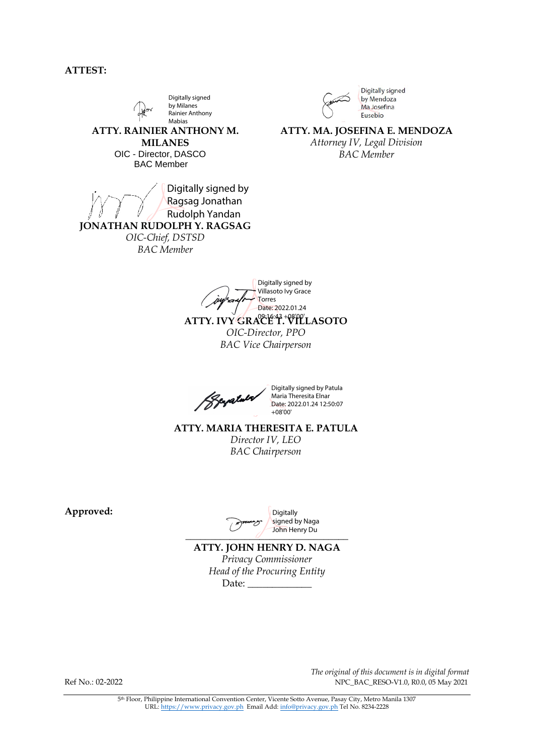**ATTEST:**

Digitally signed by Milanes Rainier Anthony Mabias

**ATTY. RAINIER ANTHONY M. MILANES**
OIC - Director, DASCO
BAC Member

Digitally signed by Mendoza Ma Josefina Eusebio

**ATTY. MA. JOSEFINA E. MENDOZA**
*Attorney IV, Legal Division*
*BAC Member*

Digitally signed by Ragsag Jonathan Rudolph Yandan

**JONATHAN RUDOLPH Y. RAGSAG**
*OIC-Chief, DSTSD*
*BAC Member*

Digitally signed by Villasoto Ivy Grace Torres
Date: 2022.01.24 09:16:43 +08'00'

**ATTY. IVY GRACE T. VILLASOTO**
*OIC-Director, PPO*
*BAC Vice Chairperson*

Digitally signed by Patula Maria Theresita Elnar
Date: 2022.01.24 12:50:07 +08'00'

**ATTY. MARIA THERESITA E. PATULA**
*Director IV, LEO*
*BAC Chairperson*

**Approved:**

Digitally signed by Naga John Henry Du

**ATTY. JOHN HENRY D. NAGA**
*Privacy Commissioner*
*Head of the Procuring Entity*
Date: ____________

Ref No.: 02-2022

*The original of this document is in digital format*
NPC_BAC_RESO-V1.0, R0.0, 05 May 2021

5th Floor, Philippine International Convention Center, Vicente Sotto Avenue, Pasay City, Metro Manila 1307
URL: https://www.privacy.gov.ph Email Add: info@privacy.gov.ph Tel No. 8234-2228